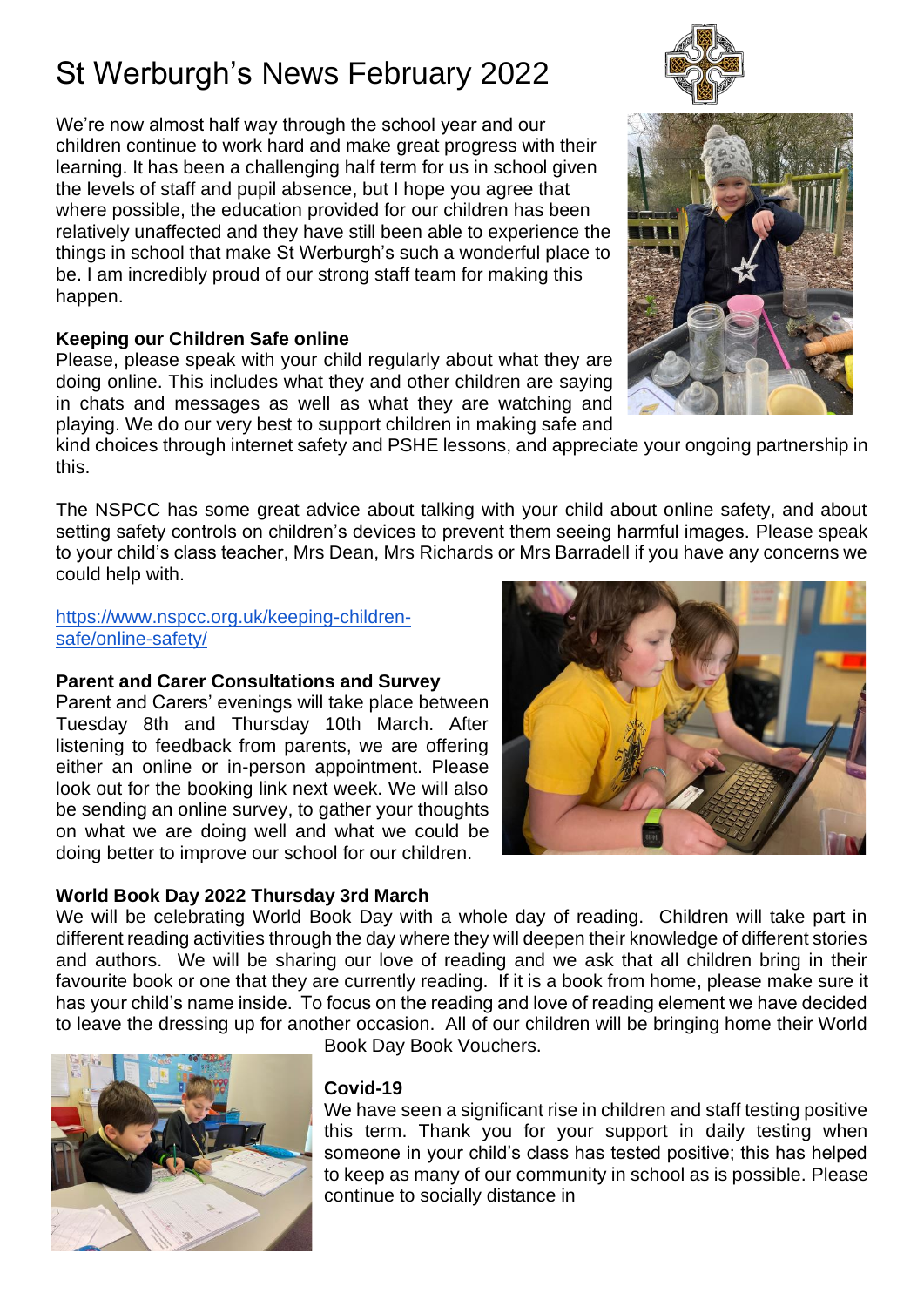# St Werburgh's News February 2022

We're now almost half way through the school year and our children continue to work hard and make great progress with their learning. It has been a challenging half term for us in school given the levels of staff and pupil absence, but I hope you agree that where possible, the education provided for our children has been relatively unaffected and they have still been able to experience the things in school that make St Werburgh's such a wonderful place to be. I am incredibly proud of our strong staff team for making this happen.

**Keeping our Children Safe online**

Please, please speak with your child regularly about what they are doing online. This includes what they and other children are saying in chats and messages as well as what they are watching and playing. We do our very best to support children in making safe and kind choices through internet safety and PSHE lessons, and appreciate your ongoing partnership in this.

The NSPCC has some great advice about talking with your child about online safety, and about setting safety controls on children's devices to prevent them seeing harmful images. Please speak to your child's class teacher, Mrs Dean, Mrs Richards or Mrs Barradell if you have any concerns we could help with.

https://www.nspcc.org.uk/keeping-children-safe/online-safety/

**Parent and Carer Consultations and Survey**

Parent and Carers' evenings will take place between Tuesday 8th and Thursday 10th March. After listening to feedback from parents, we are offering either an online or in-person appointment. Please look out for the booking link next week. We will also be sending an online survey, to gather your thoughts on what we are doing well and what we could be doing better to improve our school for our children.

**World Book Day 2022 Thursday 3rd March**

We will be celebrating World Book Day with a whole day of reading. Children will take part in different reading activities through the day where they will deepen their knowledge of different stories and authors. We will be sharing our love of reading and we ask that all children bring in their favourite book or one that they are currently reading. If it is a book from home, please make sure it has your child's name inside. To focus on the reading and love of reading element we have decided to leave the dressing up for another occasion. All of our children will be bringing home their World Book Day Book Vouchers.

**Covid-19**

We have seen a significant rise in children and staff testing positive this term. Thank you for your support in daily testing when someone in your child's class has tested positive; this has helped to keep as many of our community in school as is possible. Please continue to socially distance in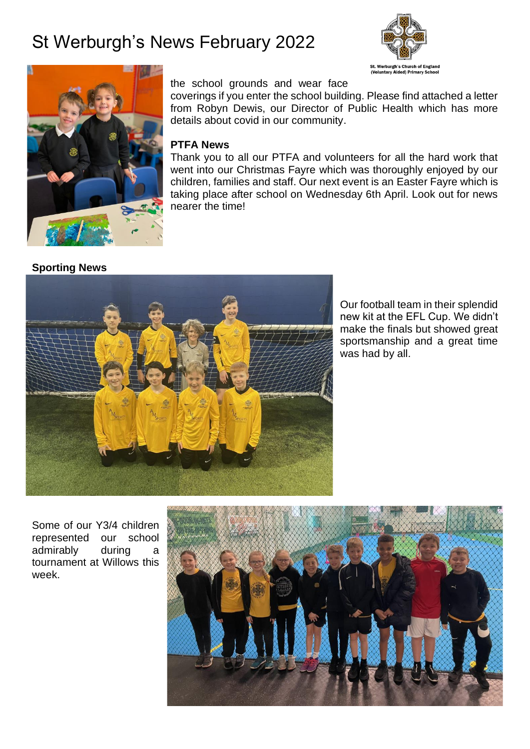# St Werburgh's News February 2022

the school grounds and wear face coverings if you enter the school building. Please find attached a letter from Robyn Dewis, our Director of Public Health which has more details about covid in our community.

**PTFA News**

Thank you to all our PTFA and volunteers for all the hard work that went into our Christmas Fayre which was thoroughly enjoyed by our children, families and staff. Our next event is an Easter Fayre which is taking place after school on Wednesday 6th April. Look out for news nearer the time!

**Sporting News**

Our football team in their splendid new kit at the EFL Cup. We didn't make the finals but showed great sportsmanship and a great time was had by all.

Some of our Y3/4 children represented our school admirably during a tournament at Willows this week.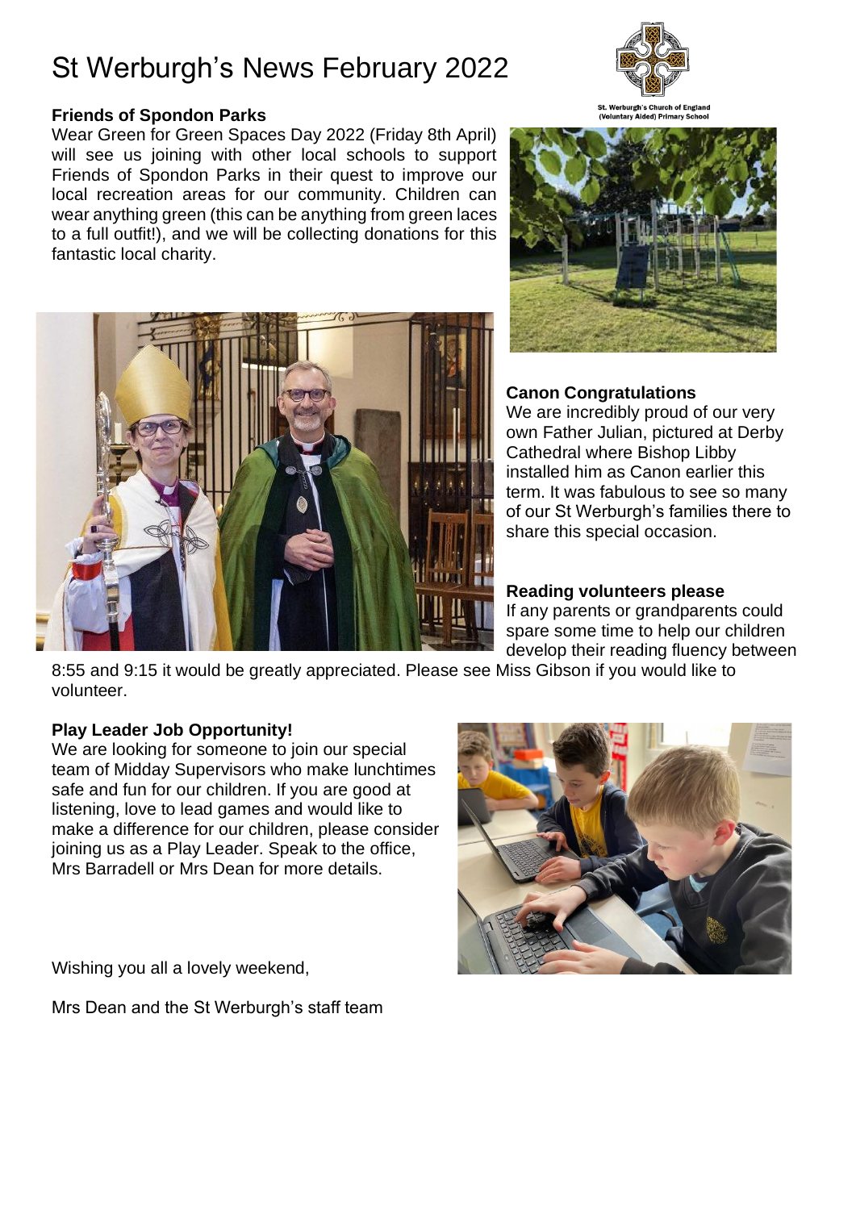# St Werburgh's News February 2022

St. Werburgh's Church of England (Voluntary Aided) Primary School

**Friends of Spondon Parks**

Wear Green for Green Spaces Day 2022 (Friday 8th April) will see us joining with other local schools to support Friends of Spondon Parks in their quest to improve our local recreation areas for our community. Children can wear anything green (this can be anything from green laces to a full outfit!), and we will be collecting donations for this fantastic local charity.

**Canon Congratulations**

We are incredibly proud of our very own Father Julian, pictured at Derby Cathedral where Bishop Libby installed him as Canon earlier this term. It was fabulous to see so many of our St Werburgh's families there to share this special occasion.

**Reading volunteers please**

If any parents or grandparents could spare some time to help our children develop their reading fluency between 8:55 and 9:15 it would be greatly appreciated. Please see Miss Gibson if you would like to volunteer.

**Play Leader Job Opportunity!**

We are looking for someone to join our special team of Midday Supervisors who make lunchtimes safe and fun for our children. If you are good at listening, love to lead games and would like to make a difference for our children, please consider joining us as a Play Leader. Speak to the office, Mrs Barradell or Mrs Dean for more details.

Wishing you all a lovely weekend,

Mrs Dean and the St Werburgh's staff team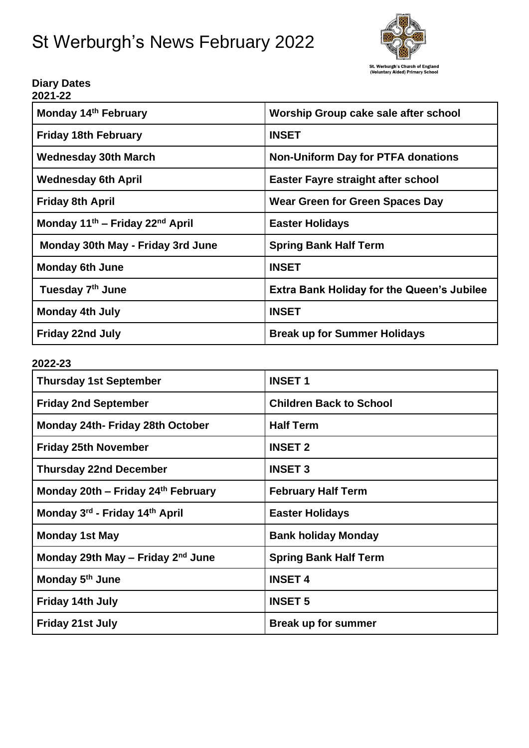# St Werburgh's News February 2022

St. Werburgh's Church of England (Voluntary Aided) Primary School

**Diary Dates**
**2021-22**

| | |
|---|---|
| **Monday 14th February** | **Worship Group cake sale after school** |
| **Friday 18th February** | **INSET** |
| **Wednesday 30th March** | **Non-Uniform Day for PTFA donations** |
| **Wednesday 6th April** | **Easter Fayre straight after school** |
| **Friday 8th April** | **Wear Green for Green Spaces Day** |
| **Monday 11th – Friday 22nd April** | **Easter Holidays** |
| **Monday 30th May - Friday 3rd June** | **Spring Bank Half Term** |
| **Monday 6th June** | **INSET** |
| **Tuesday 7th June** | **Extra Bank Holiday for the Queen's Jubilee** |
| **Monday 4th July** | **INSET** |
| **Friday 22nd July** | **Break up for Summer Holidays** |

**2022-23**

| | |
|---|---|
| **Thursday 1st September** | **INSET 1** |
| **Friday 2nd September** | **Children Back to School** |
| **Monday 24th- Friday 28th October** | **Half Term** |
| **Friday 25th November** | **INSET 2** |
| **Thursday 22nd December** | **INSET 3** |
| **Monday 20th – Friday 24th February** | **February Half Term** |
| **Monday 3rd - Friday 14th April** | **Easter Holidays** |
| **Monday 1st May** | **Bank holiday Monday** |
| **Monday 29th May – Friday 2nd June** | **Spring Bank Half Term** |
| **Monday 5th June** | **INSET 4** |
| **Friday 14th July** | **INSET 5** |
| **Friday 21st July** | **Break up for summer** |